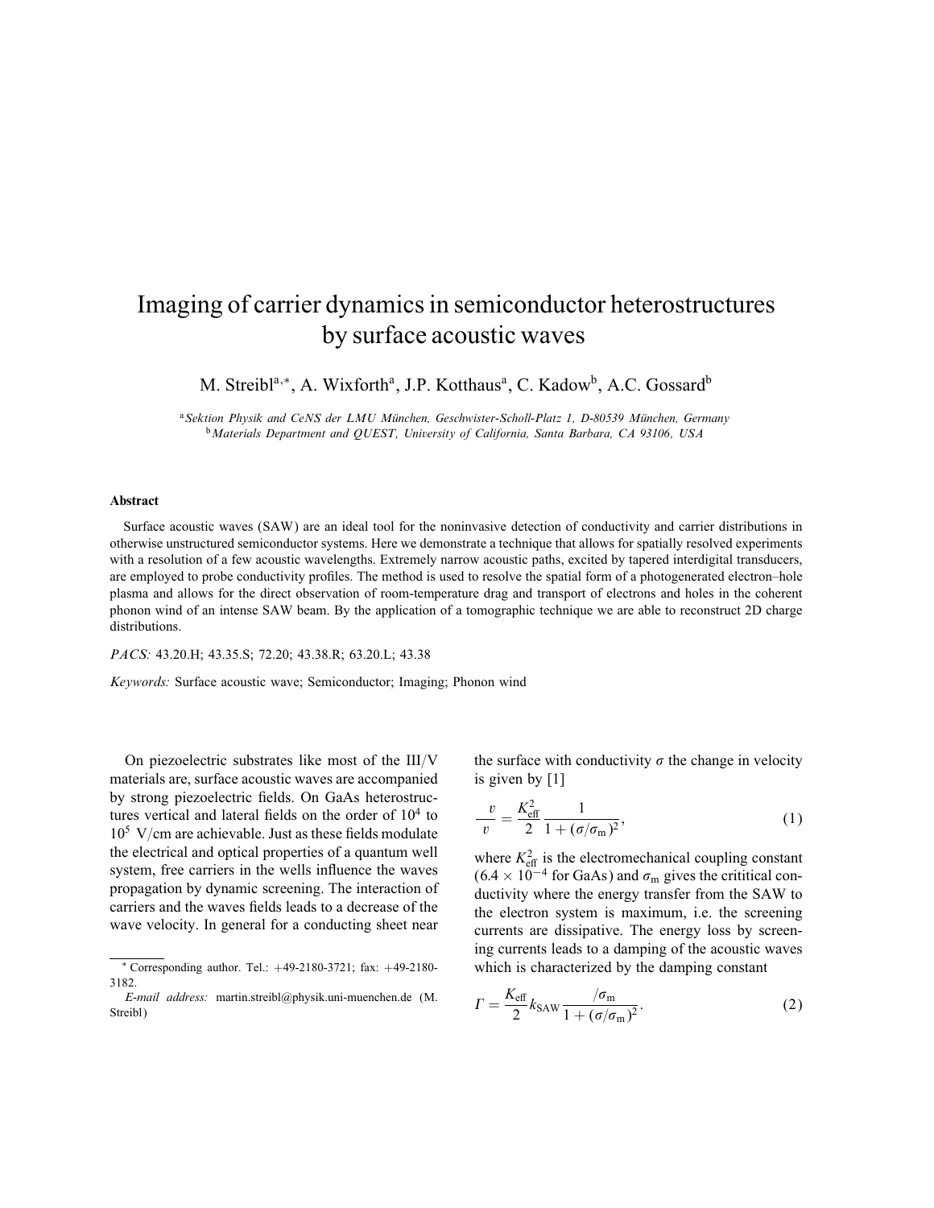# Imaging of carrier dynamics in semiconductor heterostructures by surface acoustic waves

M. Streibl[a,*], A. Wixforth[a], J.P. Kotthaus[a], C. Kadow[b], A.C. Gossard[b]

[a] *Sektion Physik and CeNS der LMU München, Geschwister-Scholl-Platz 1, D-80539 München, Germany*
[b] *Materials Department and QUEST, University of California, Santa Barbara, CA 93106, USA*

### Abstract

Surface acoustic waves (SAW) are an ideal tool for the noninvasive detection of conductivity and carrier distributions in otherwise unstructured semiconductor systems. Here we demonstrate a technique that allows for spatially resolved experiments with a resolution of a few acoustic wavelengths. Extremely narrow acoustic paths, excited by tapered interdigital transducers, are employed to probe conductivity profiles. The method is used to resolve the spatial form of a photogenerated electron–hole plasma and allows for the direct observation of room-temperature drag and transport of electrons and holes in the coherent phonon wind of an intense SAW beam. By the application of a tomographic technique we are able to reconstruct 2D charge distributions.

*PACS:* 43.20.H; 43.35.S; 72.20; 43.38.R; 63.20.L; 43.38

*Keywords:* Surface acoustic wave; Semiconductor; Imaging; Phonon wind

On piezoelectric substrates like most of the III/V materials are, surface acoustic waves are accompanied by strong piezoelectric fields. On GaAs heterostructures vertical and lateral fields on the order of $10^4$ to $10^5$ V/cm are achievable. Just as these fields modulate the electrical and optical properties of a quantum well system, free carriers in the wells influence the waves propagation by dynamic screening. The interaction of carriers and the waves fields leads to a decrease of the wave velocity. In general for a conducting sheet near the surface with conductivity $\sigma$ the change in velocity is given by [1]

$$\frac{v}{v} = \frac{K_{\text{eff}}^2}{2} \frac{1}{1 + (\sigma/\sigma_{\text{m}})^2}, \tag{1}$$

where $K_{\text{eff}}^2$ is the electromechanical coupling constant ($6.4 \times 10^{-4}$ for GaAs) and $\sigma_{\text{m}}$ gives the crititical conductivity where the energy transfer from the SAW to the electron system is maximum, i.e. the screening currents are dissipative. The energy loss by screening currents leads to a damping of the acoustic waves which is characterized by the damping constant

$$\Gamma = \frac{K_{\text{eff}}}{2} k_{\text{SAW}} \frac{/\sigma_{\text{m}}}{1 + (\sigma/\sigma_{\text{m}})^2}. \tag{2}$$

* Corresponding author. Tel.: +49-2180-3721; fax: +49-2180-3182.

*E-mail address:* martin.streibl@physik.uni-muenchen.de (M. Streibl)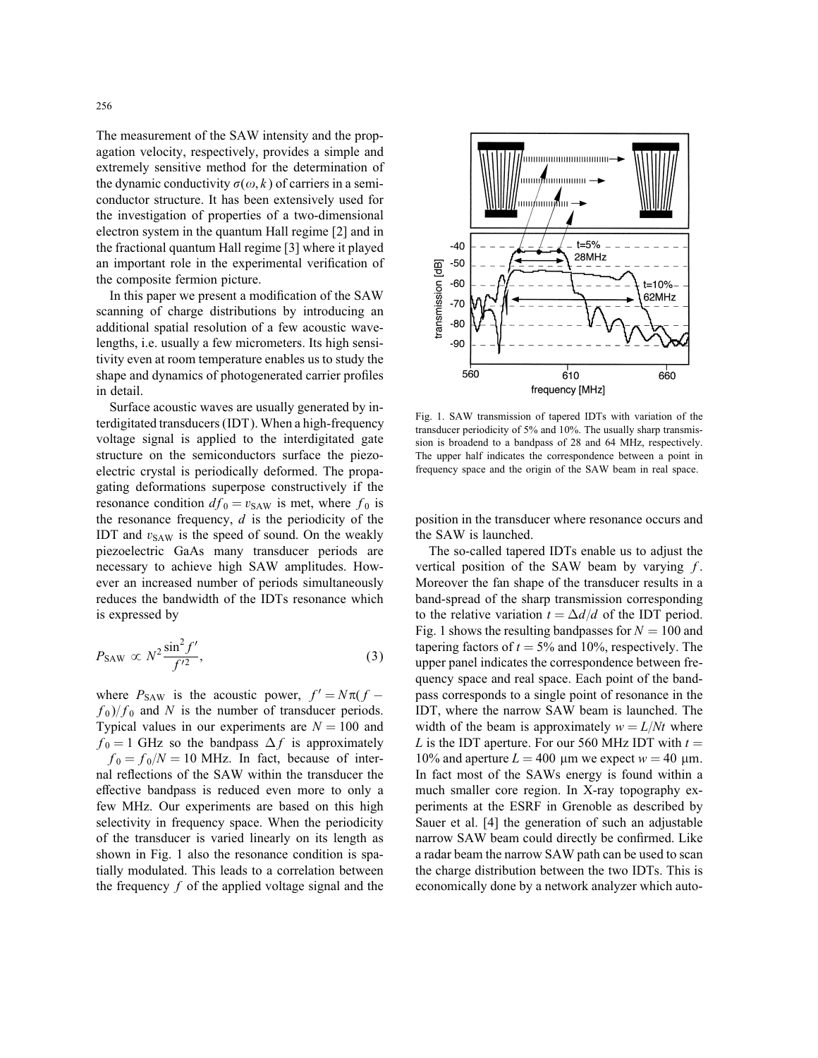The measurement of the SAW intensity and the propagation velocity, respectively, provides a simple and extremely sensitive method for the determination of the dynamic conductivity $\sigma(\omega, k)$ of carriers in a semiconductor structure. It has been extensively used for the investigation of properties of a two-dimensional electron system in the quantum Hall regime [2] and in the fractional quantum Hall regime [3] where it played an important role in the experimental verification of the composite fermion picture.

In this paper we present a modification of the SAW scanning of charge distributions by introducing an additional spatial resolution of a few acoustic wavelengths, i.e. usually a few micrometers. Its high sensitivity even at room temperature enables us to study the shape and dynamics of photogenerated carrier profiles in detail.

Surface acoustic waves are usually generated by interdigitated transducers (IDT). When a high-frequency voltage signal is applied to the interdigitated gate structure on the semiconductors surface the piezoelectric crystal is periodically deformed. The propagating deformations superpose constructively if the resonance condition $df_0 = v_{\mathrm{SAW}}$ is met, where $f_0$ is the resonance frequency, $d$ is the periodicity of the IDT and $v_{\mathrm{SAW}}$ is the speed of sound. On the weakly piezoelectric GaAs many transducer periods are necessary to achieve high SAW amplitudes. However an increased number of periods simultaneously reduces the bandwidth of the IDTs resonance which is expressed by

$$P_{\mathrm{SAW}} \propto N^2 \frac{\sin^2 f'}{f'^2}, \tag{3}$$

where $P_{\mathrm{SAW}}$ is the acoustic power, $f' = N\pi(f - f_0)/f_0$ and $N$ is the number of transducer periods. Typical values in our experiments are $N = 100$ and $f_0 = 1$ GHz so the bandpass $\Delta f$ is approximately $f_0 = f_0/N = 10$ MHz. In fact, because of internal reflections of the SAW within the transducer the effective bandpass is reduced even more to only a few MHz. Our experiments are based on this high selectivity in frequency space. When the periodicity of the transducer is varied linearly on its length as shown in Fig. 1 also the resonance condition is spatially modulated. This leads to a correlation between the frequency $f$ of the applied voltage signal and the position in the transducer where resonance occurs and the SAW is launched.

Fig. 1. SAW transmission of tapered IDTs with variation of the transducer periodicity of 5% and 10%. The usually sharp transmission is broadend to a bandpass of 28 and 64 MHz, respectively. The upper half indicates the correspondence between a point in frequency space and the origin of the SAW beam in real space.

The so-called tapered IDTs enable us to adjust the vertical position of the SAW beam by varying $f$. Moreover the fan shape of the transducer results in a band-spread of the sharp transmission corresponding to the relative variation $t = \Delta d/d$ of the IDT period. Fig. 1 shows the resulting bandpasses for $N = 100$ and tapering factors of $t = 5\%$ and 10%, respectively. The upper panel indicates the correspondence between frequency space and real space. Each point of the bandpass corresponds to a single point of resonance in the IDT, where the narrow SAW beam is launched. The width of the beam is approximately $w = L/Nt$ where $L$ is the IDT aperture. For our 560 MHz IDT with $t = 10\%$ and aperture $L = 400$ µm we expect $w = 40$ µm. In fact most of the SAWs energy is found within a much smaller core region. In X-ray topography experiments at the ESRF in Grenoble as described by Sauer et al. [4] the generation of such an adjustable narrow SAW beam could directly be confirmed. Like a radar beam the narrow SAW path can be used to scan the charge distribution between the two IDTs. This is economically done by a network analyzer which auto-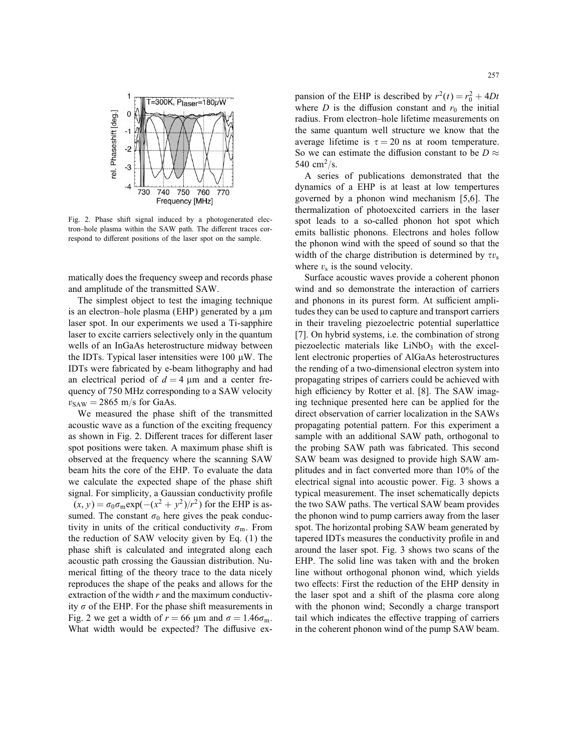Fig. 2. Phase shift signal induced by a photogenerated electron–hole plasma within the SAW path. The different traces correspond to different positions of the laser spot on the sample.

matically does the frequency sweep and records phase and amplitude of the transmitted SAW.

The simplest object to test the imaging technique is an electron–hole plasma (EHP) generated by a μm laser spot. In our experiments we used a Ti-sapphire laser to excite carriers selectively only in the quantum wells of an InGaAs heterostructure midway between the IDTs. Typical laser intensities were 100 μW. The IDTs were fabricated by e-beam lithography and had an electrical period of $d = 4$ μm and a center frequency of 750 MHz corresponding to a SAW velocity $v_{SAW} = 2865$ m/s for GaAs.

We measured the phase shift of the transmitted acoustic wave as a function of the exciting frequency as shown in Fig. 2. Different traces for different laser spot positions were taken. A maximum phase shift is observed at the frequency where the scanning SAW beam hits the core of the EHP. To evaluate the data we calculate the expected shape of the phase shift signal. For simplicity, a Gaussian conductivity profile $(x, y) = \sigma_0 \sigma_m \exp(-(x^2 + y^2)/r^2)$ for the EHP is assumed. The constant $\sigma_0$ here gives the peak conductivity in units of the critical conductivity $\sigma_m$. From the reduction of SAW velocity given by Eq. (1) the phase shift is calculated and integrated along each acoustic path crossing the Gaussian distribution. Numerical fitting of the theory trace to the data nicely reproduces the shape of the peaks and allows for the extraction of the width $r$ and the maximum conductivity $\sigma$ of the EHP. For the phase shift measurements in Fig. 2 we get a width of $r = 66$ μm and $\sigma = 1.46\sigma_m$. What width would be expected? The diffusive expansion of the EHP is described by $r^2(t) = r_0^2 + 4Dt$ where $D$ is the diffusion constant and $r_0$ the initial radius. From electron–hole lifetime measurements on the same quantum well structure we know that the average lifetime is $\tau = 20$ ns at room temperature. So we can estimate the diffusion constant to be $D \approx 540$ cm$^2$/s.

A series of publications demonstrated that the dynamics of a EHP is at least at low tempertures governed by a phonon wind mechanism [5,6]. The thermalization of photoexcited carriers in the laser spot leads to a so-called phonon hot spot which emits ballistic phonons. Electrons and holes follow the phonon wind with the speed of sound so that the width of the charge distribution is determined by $\tau v_s$ where $v_s$ is the sound velocity.

Surface acoustic waves provide a coherent phonon wind and so demonstrate the interaction of carriers and phonons in its purest form. At sufficient amplitudes they can be used to capture and transport carriers in their traveling piezoelectric potential superlattice [7]. On hybrid systems, i.e. the combination of strong piezoelecic materials like $LiNbO_3$ with the excellent electronic properties of AlGaAs heterostructures the rending of a two-dimensional electron system into propagating stripes of carriers could be achieved with high efficiency by Rotter et al. [8]. The SAW imaging technique presented here can be applied for the direct observation of carrier localization in the SAWs propagating potential pattern. For this experiment a sample with an additional SAW path, orthogonal to the probing SAW path was fabricated. This second SAW beam was designed to provide high SAW amplitudes and in fact converted more than 10% of the electrical signal into acoustic power. Fig. 3 shows a typical measurement. The inset schematically depicts the two SAW paths. The vertical SAW beam provides the phonon wind to pump carriers away from the laser spot. The horizontal probing SAW beam generated by tapered IDTs measures the conductivity profile in and around the laser spot. Fig. 3 shows two scans of the EHP. The solid line was taken with and the broken line without orthogonal phonon wind, which yields two effects: First the reduction of the EHP density in the laser spot and a shift of the plasma core along with the phonon wind; Secondly a charge transport tail which indicates the effective trapping of carriers in the coherent phonon wind of the pump SAW beam.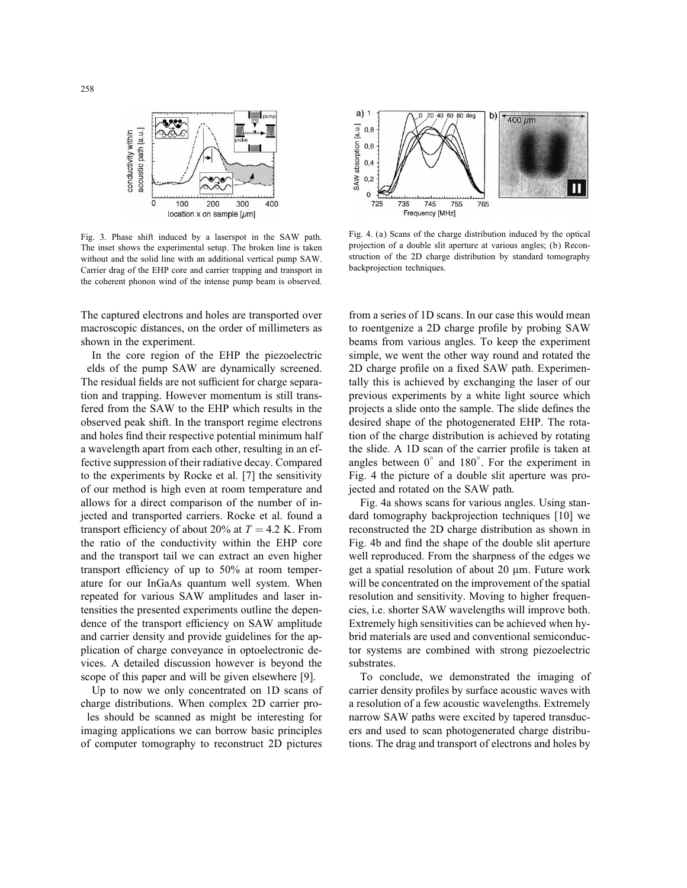Fig. 3. Phase shift induced by a laserspot in the SAW path. The inset shows the experimental setup. The broken line is taken without and the solid line with an additional vertical pump SAW. Carrier drag of the EHP core and carrier trapping and transport in the coherent phonon wind of the intense pump beam is observed.

Fig. 4. (a) Scans of the charge distribution induced by the optical projection of a double slit aperture at various angles; (b) Reconstruction of the 2D charge distribution by standard tomography backprojection techniques.

The captured electrons and holes are transported over macroscopic distances, on the order of millimeters as shown in the experiment.

In the core region of the EHP the piezoelectric fields of the pump SAW are dynamically screened. The residual fields are not sufficient for charge separation and trapping. However momentum is still transfered from the SAW to the EHP which results in the observed peak shift. In the transport regime electrons and holes find their respective potential minimum half a wavelength apart from each other, resulting in an effective suppression of their radiative decay. Compared to the experiments by Rocke et al. [7] the sensitivity of our method is high even at room temperature and allows for a direct comparison of the number of injected and transported carriers. Rocke et al. found a transport efficiency of about 20% at $T = 4.2$ K. From the ratio of the conductivity within the EHP core and the transport tail we can extract an even higher transport efficiency of up to 50% at room temperature for our InGaAs quantum well system. When repeated for various SAW amplitudes and laser intensities the presented experiments outline the dependence of the transport efficiency on SAW amplitude and carrier density and provide guidelines for the application of charge conveyance in optoelectronic devices. A detailed discussion however is beyond the scope of this paper and will be given elsewhere [9].

Up to now we only concentrated on 1D scans of charge distributions. When complex 2D carrier profiles should be scanned as might be interesting for imaging applications we can borrow basic principles of computer tomography to reconstruct 2D pictures from a series of 1D scans. In our case this would mean to roentgenize a 2D charge profile by probing SAW beams from various angles. To keep the experiment simple, we went the other way round and rotated the 2D charge profile on a fixed SAW path. Experimentally this is achieved by exchanging the laser of our previous experiments by a white light source which projects a slide onto the sample. The slide defines the desired shape of the photogenerated EHP. The rotation of the charge distribution is achieved by rotating the slide. A 1D scan of the carrier profile is taken at angles between $0^\circ$ and $180^\circ$. For the experiment in Fig. 4 the picture of a double slit aperture was projected and rotated on the SAW path.

Fig. 4a shows scans for various angles. Using standard tomography backprojection techniques [10] we reconstructed the 2D charge distribution as shown in Fig. 4b and find the shape of the double slit aperture well reproduced. From the sharpness of the edges we get a spatial resolution of about 20 μm. Future work will be concentrated on the improvement of the spatial resolution and sensitivity. Moving to higher frequencies, i.e. shorter SAW wavelengths will improve both. Extremely high sensitivities can be achieved when hybrid materials are used and conventional semiconductor systems are combined with strong piezoelectric substrates.

To conclude, we demonstrated the imaging of carrier density profiles by surface acoustic waves with a resolution of a few acoustic wavelengths. Extremely narrow SAW paths were excited by tapered transducers and used to scan photogenerated charge distributions. The drag and transport of electrons and holes by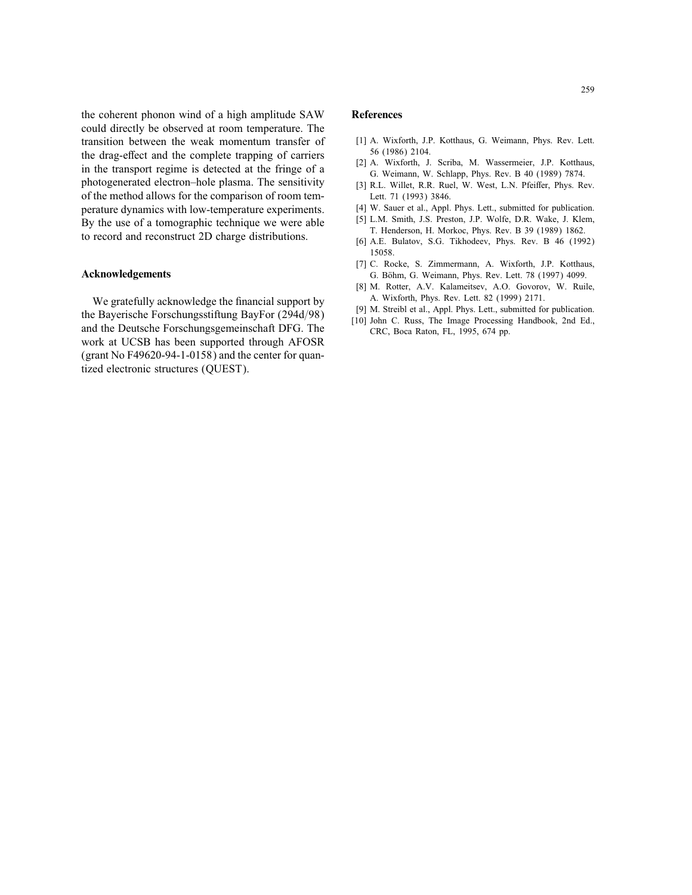the coherent phonon wind of a high amplitude SAW could directly be observed at room temperature. The transition between the weak momentum transfer of the drag-effect and the complete trapping of carriers in the transport regime is detected at the fringe of a photogenerated electron–hole plasma. The sensitivity of the method allows for the comparison of room temperature dynamics with low-temperature experiments. By the use of a tomographic technique we were able to record and reconstruct 2D charge distributions.

## Acknowledgements

We gratefully acknowledge the financial support by the Bayerische Forschungsstiftung BayFor (294d/98) and the Deutsche Forschungsgemeinschaft DFG. The work at UCSB has been supported through AFOSR (grant No F49620-94-1-0158) and the center for quantized electronic structures (QUEST).

## References

[1] A. Wixforth, J.P. Kotthaus, G. Weimann, Phys. Rev. Lett. 56 (1986) 2104.

[2] A. Wixforth, J. Scriba, M. Wassermeier, J.P. Kotthaus, G. Weimann, W. Schlapp, Phys. Rev. B 40 (1989) 7874.

[3] R.L. Willet, R.R. Ruel, W. West, L.N. Pfeiffer, Phys. Rev. Lett. 71 (1993) 3846.

[4] W. Sauer et al., Appl. Phys. Lett., submitted for publication.

[5] L.M. Smith, J.S. Preston, J.P. Wolfe, D.R. Wake, J. Klem, T. Henderson, H. Morkoc, Phys. Rev. B 39 (1989) 1862.

[6] A.E. Bulatov, S.G. Tikhodeev, Phys. Rev. B 46 (1992) 15058.

[7] C. Rocke, S. Zimmermann, A. Wixforth, J.P. Kotthaus, G. Böhm, G. Weimann, Phys. Rev. Lett. 78 (1997) 4099.

[8] M. Rotter, A.V. Kalameitsev, A.O. Govorov, W. Ruile, A. Wixforth, Phys. Rev. Lett. 82 (1999) 2171.

[9] M. Streibl et al., Appl. Phys. Lett., submitted for publication.

[10] John C. Russ, The Image Processing Handbook, 2nd Ed., CRC, Boca Raton, FL, 1995, 674 pp.